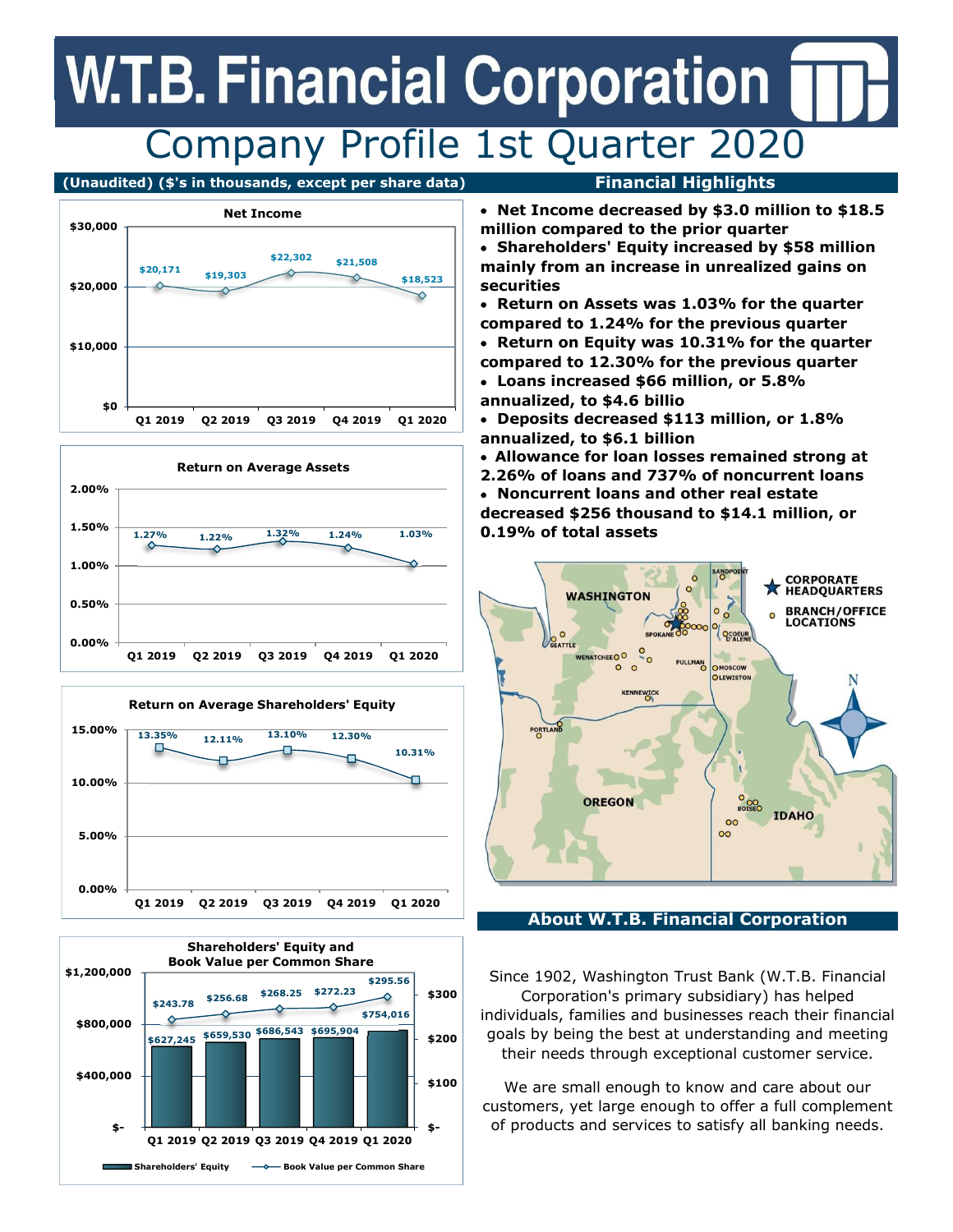# W.T.B. Financial Corporation

## Company Profile 1st Quarter 2020

(Unaudited) ($'s in thousands, except per share data)

**Net Income**

| | Q1 2019 | Q2 2019 | Q3 2019 | Q4 2019 | Q1 2020 |
|---|---|---|---|---|---|
| Net Income | $20,171 | $19,303 | $22,302 | $21,508 | $18,523 |

**Return on Average Assets**

| | Q1 2019 | Q2 2019 | Q3 2019 | Q4 2019 | Q1 2020 |
|---|---|---|---|---|---|
| Return on Average Assets | 1.27% | 1.22% | 1.32% | 1.24% | 1.03% |

**Return on Average Shareholders' Equity**

| | Q1 2019 | Q2 2019 | Q3 2019 | Q4 2019 | Q1 2020 |
|---|---|---|---|---|---|
| Return on Average Shareholders' Equity | 13.35% | 12.11% | 13.10% | 12.30% | 10.31% |

**Shareholders' Equity and Book Value per Common Share**

| | Q1 2019 | Q2 2019 | Q3 2019 | Q4 2019 | Q1 2020 |
|---|---|---|---|---|---|
| Shareholders' Equity | $627,245 | $659,530 | $686,543 | $695,904 | $754,016 |
| Book Value per Common Share | $243.78 | $256.68 | $268.25 | $272.23 | $295.56 |

## Financial Highlights

- **Net Income decreased by $3.0 million to $18.5 million compared to the prior quarter**
- **Shareholders' Equity increased by $58 million mainly from an increase in unrealized gains on securities**
- **Return on Assets was 1.03% for the quarter compared to 1.24% for the previous quarter**
- **Return on Equity was 10.31% for the quarter compared to 12.30% for the previous quarter**
- **Loans increased $66 million, or 5.8% annualized, to $4.6 billio**
- **Deposits decreased $113 million, or 1.8% annualized, to $6.1 billion**
- **Allowance for loan losses remained strong at 2.26% of loans and 737% of noncurrent loans**
- **Noncurrent loans and other real estate decreased $256 thousand to $14.1 million, or 0.19% of total assets**

## About W.T.B. Financial Corporation

Since 1902, Washington Trust Bank (W.T.B. Financial Corporation's primary subsidiary) has helped individuals, families and businesses reach their financial goals by being the best at understanding and meeting their needs through exceptional customer service.

We are small enough to know and care about our customers, yet large enough to offer a full complement of products and services to satisfy all banking needs.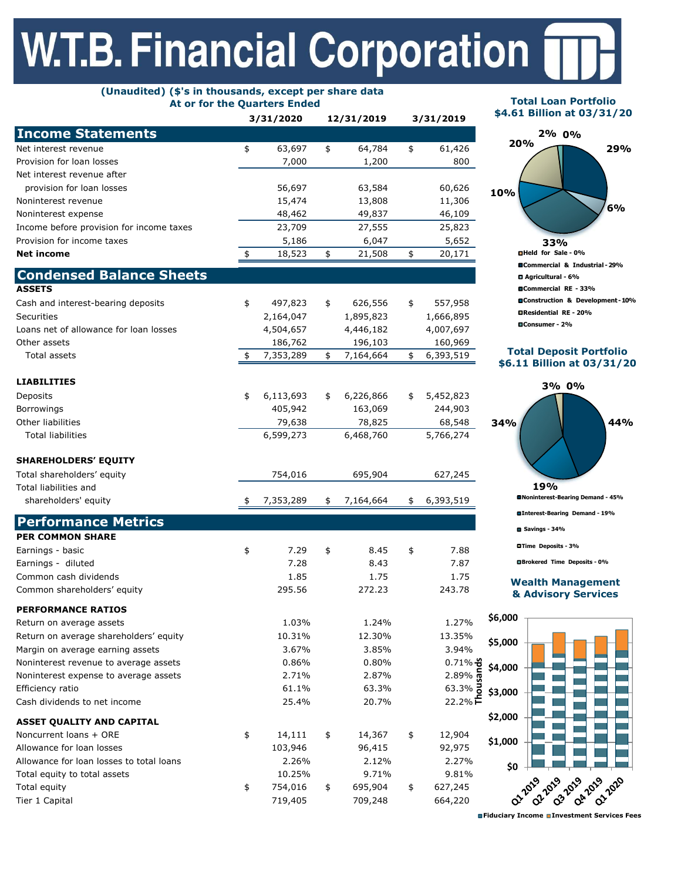# W.T.B. Financial Corporation

**(Unaudited) ($'s in thousands, except per share data**
**At or for the Quarters Ended**

| | 3/31/2020 | 12/31/2019 | 3/31/2019 |
|---|---|---|---|
| **Income Statements** | | | |
| Net interest revenue | $ 63,697 | $ 64,784 | $ 61,426 |
| Provision for loan losses | 7,000 | 1,200 | 800 |
| Net interest revenue after provision for loan losses | 56,697 | 63,584 | 60,626 |
| Noninterest revenue | 15,474 | 13,808 | 11,306 |
| Noninterest expense | 48,462 | 49,837 | 46,109 |
| Income before provision for income taxes | 23,709 | 27,555 | 25,823 |
| Provision for income taxes | 5,186 | 6,047 | 5,652 |
| **Net income** | $ 18,523 | $ 21,508 | $ 20,171 |
| **Condensed Balance Sheets** | | | |
| **ASSETS** | | | |
| Cash and interest-bearing deposits | $ 497,823 | $ 626,556 | $ 557,958 |
| Securities | 2,164,047 | 1,895,823 | 1,666,895 |
| Loans net of allowance for loan losses | 4,504,657 | 4,446,182 | 4,007,697 |
| Other assets | 186,762 | 196,103 | 160,969 |
| Total assets | $ 7,353,289 | $ 7,164,664 | $ 6,393,519 |
| **LIABILITIES** | | | |
| Deposits | $ 6,113,693 | $ 6,226,866 | $ 5,452,823 |
| Borrowings | 405,942 | 163,069 | 244,903 |
| Other liabilities | 79,638 | 78,825 | 68,548 |
| Total liabilities | 6,599,273 | 6,468,760 | 5,766,274 |
| **SHAREHOLDERS' EQUITY** | | | |
| Total shareholders' equity | 754,016 | 695,904 | 627,245 |
| Total liabilities and shareholders' equity | $ 7,353,289 | $ 7,164,664 | $ 6,393,519 |
| **Performance Metrics** | | | |
| **PER COMMON SHARE** | | | |
| Earnings - basic | $ 7.29 | $ 8.45 | $ 7.88 |
| Earnings - diluted | 7.28 | 8.43 | 7.87 |
| Common cash dividends | 1.85 | 1.75 | 1.75 |
| Common shareholders' equity | 295.56 | 272.23 | 243.78 |
| **PERFORMANCE RATIOS** | | | |
| Return on average assets | 1.03% | 1.24% | 1.27% |
| Return on average shareholders' equity | 10.31% | 12.30% | 13.35% |
| Margin on average earning assets | 3.67% | 3.85% | 3.94% |
| Noninterest revenue to average assets | 0.86% | 0.80% | 0.71% |
| Noninterest expense to average assets | 2.71% | 2.87% | 2.89% |
| Efficiency ratio | 61.1% | 63.3% | 63.3% |
| Cash dividends to net income | 25.4% | 20.7% | 22.2% |
| **ASSET QUALITY AND CAPITAL** | | | |
| Noncurrent loans + ORE | $ 14,111 | $ 14,367 | $ 12,904 |
| Allowance for loan losses | 103,946 | 96,415 | 92,975 |
| Allowance for loan losses to total loans | 2.26% | 2.12% | 2.27% |
| Total equity to total assets | 10.25% | 9.71% | 9.81% |
| Total equity | $ 754,016 | $ 695,904 | $ 627,245 |
| Tier 1 Capital | 719,405 | 709,248 | 664,220 |

**Total Loan Portfolio**
**$4.61 Billion at 03/31/20**

2% 0% 29% 6% 33% 10% 20%

Held for Sale - 0%
Commercial & Industrial - 29%
Agricultural - 6%
Commercial RE - 33%
Construction & Development - 10%
Residential RE - 20%
Consumer - 2%

**Total Deposit Portfolio**
**$6.11 Billion at 03/31/20**

3% 0% 44% 19% 34%

Noninterest-Bearing Demand - 45%
Interest-Bearing Demand - 19%
Savings - 34%
Time Deposits - 3%
Brokered Time Deposits - 0%

**Wealth Management & Advisory Services**

$6,000
$5,000
$4,000
$3,000
$2,000
$1,000
$0
Thousands

Q1 2019 Q2 2019 Q3 2019 Q4 2019 Q1 2020

Fiduciary Income  Investment Services Fees